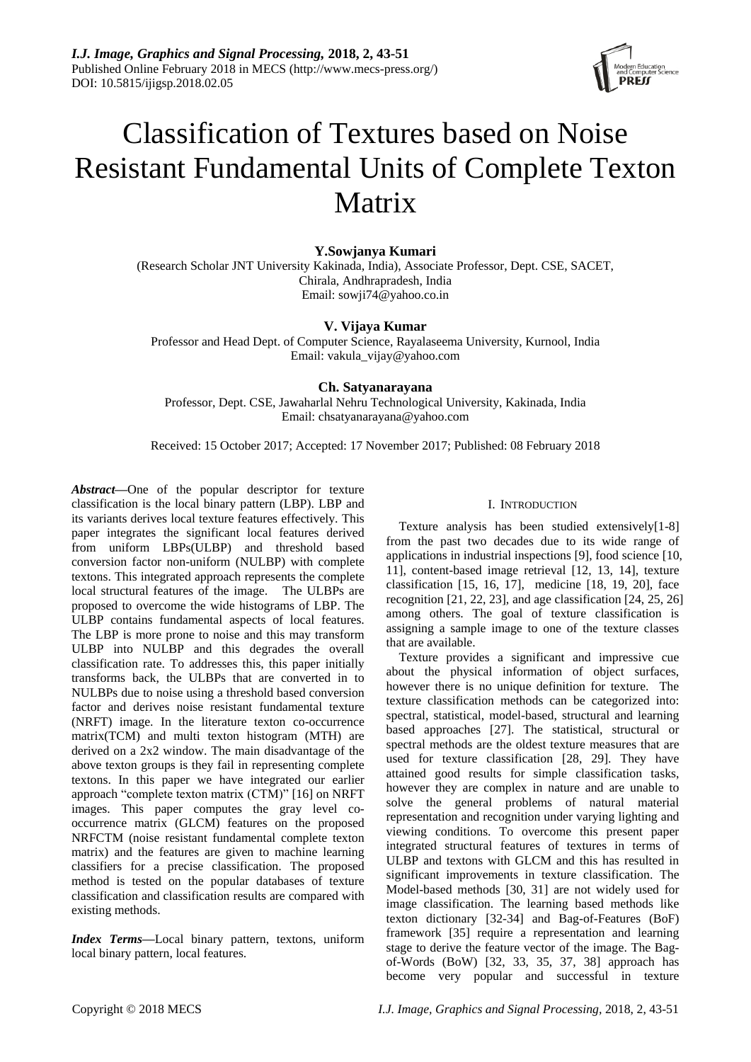# Classification of Textures based on Noise Resistant Fundamental Units of Complete Texton Matrix

**Y.Sowjanya Kumari**

(Research Scholar JNT University Kakinada, India), Associate Professor, Dept. CSE, SACET, Chirala, Andhrapradesh, India

Email: sowji74@yahoo.co.in

**V. Vijaya Kumar**

Professor and Head Dept. of Computer Science, Rayalaseema University, Kurnool, India

Email: vakula_vijay@yahoo.com

**Ch. Satyanarayana**

Professor, Dept. CSE, Jawaharlal Nehru Technological University, Kakinada, India

Email: chsatyanarayana@yahoo.com

Received: 15 October 2017; Accepted: 17 November 2017; Published: 08 February 2018

***Abstract*****—**One of the popular descriptor for texture classification is the local binary pattern (LBP). LBP and its variants derives local texture features effectively. This paper integrates the significant local features derived from uniform LBPs(ULBP) and threshold based conversion factor non-uniform (NULBP) with complete textons. This integrated approach represents the complete local structural features of the image. The ULBPs are proposed to overcome the wide histograms of LBP. The ULBP contains fundamental aspects of local features. The LBP is more prone to noise and this may transform ULBP into NULBP and this degrades the overall classification rate. To addresses this, this paper initially transforms back, the ULBPs that are converted in to NULBPs due to noise using a threshold based conversion factor and derives noise resistant fundamental texture (NRFT) image. In the literature texton co-occurrence matrix(TCM) and multi texton histogram (MTH) are derived on a 2x2 window. The main disadvantage of the above texton groups is they fail in representing complete textons. In this paper we have integrated our earlier approach "complete texton matrix (CTM)" [16] on NRFT images. This paper computes the gray level co-occurrence matrix (GLCM) features on the proposed NRFCTM (noise resistant fundamental complete texton matrix) and the features are given to machine learning classifiers for a precise classification. The proposed method is tested on the popular databases of texture classification and classification results are compared with existing methods.

***Index Terms*****—**Local binary pattern, textons, uniform local binary pattern, local features.

## I. Introduction

Texture analysis has been studied extensively[1-8] from the past two decades due to its wide range of applications in industrial inspections [9], food science [10, 11], content-based image retrieval [12, 13, 14], texture classification [15, 16, 17], medicine [18, 19, 20], face recognition [21, 22, 23], and age classification [24, 25, 26] among others. The goal of texture classification is assigning a sample image to one of the texture classes that are available.

Texture provides a significant and impressive cue about the physical information of object surfaces, however there is no unique definition for texture. The texture classification methods can be categorized into: spectral, statistical, model-based, structural and learning based approaches [27]. The statistical, structural or spectral methods are the oldest texture measures that are used for texture classification [28, 29]. They have attained good results for simple classification tasks, however they are complex in nature and are unable to solve the general problems of natural material representation and recognition under varying lighting and viewing conditions. To overcome this present paper integrated structural features of textures in terms of ULBP and textons with GLCM and this has resulted in significant improvements in texture classification. The Model-based methods [30, 31] are not widely used for image classification. The learning based methods like texton dictionary [32-34] and Bag-of-Features (BoF) framework [35] require a representation and learning stage to derive the feature vector of the image. The Bag-of-Words (BoW) [32, 33, 35, 37, 38] approach has become very popular and successful in texture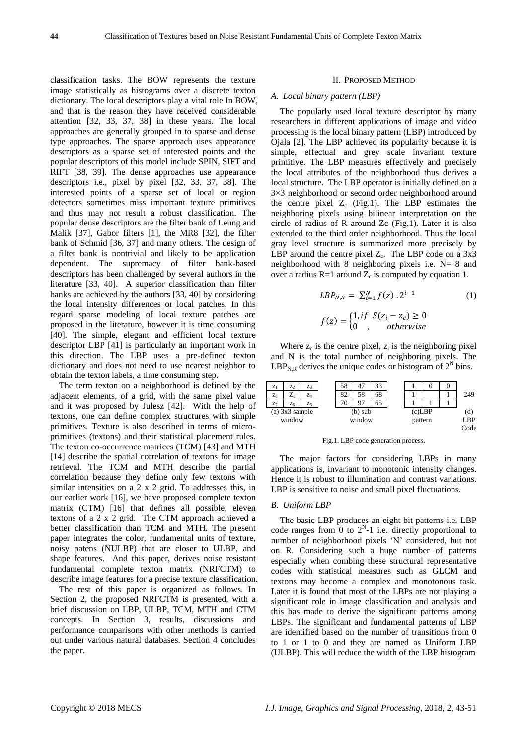classification tasks. The BOW represents the texture image statistically as histograms over a discrete texton dictionary. The local descriptors play a vital role In BOW, and that is the reason they have received considerable attention [32, 33, 37, 38] in these years. The local approaches are generally grouped in to sparse and dense type approaches. The sparse approach uses appearance descriptors as a sparse set of interested points and the popular descriptors of this model include SPIN, SIFT and RIFT [38, 39]. The dense approaches use appearance descriptors i.e., pixel by pixel [32, 33, 37, 38]. The interested points of a sparse set of local or region detectors sometimes miss important texture primitives and thus may not result a robust classification. The popular dense descriptors are the filter bank of Leung and Malik [37], Gabor filters [1], the MR8 [32], the filter bank of Schmid [36, 37] and many others. The design of a filter bank is nontrivial and likely to be application dependent. The supremacy of filter bank-based descriptors has been challenged by several authors in the literature [33, 40]. A superior classification than filter banks are achieved by the authors [33, 40] by considering the local intensity differences or local patches. In this regard sparse modeling of local texture patches are proposed in the literature, however it is time consuming [40]. The simple, elegant and efficient local texture descriptor LBP [41] is particularly an important work in this direction. The LBP uses a pre-defined texton dictionary and does not need to use nearest neighbor to obtain the texton labels, a time consuming step.

The term texton on a neighborhood is defined by the adjacent elements, of a grid, with the same pixel value and it was proposed by Julesz [42]. With the help of textons, one can define complex structures with simple primitives. Texture is also described in terms of micro-primitives (textons) and their statistical placement rules. The texton co-occurrence matrices (TCM) [43] and MTH [14] describe the spatial correlation of textons for image retrieval. The TCM and MTH describe the partial correlation because they define only few textons with similar intensities on a 2 x 2 grid. To addresses this, in our earlier work [16], we have proposed complete texton matrix (CTM) [16] that defines all possible, eleven textons of a 2 x 2 grid. The CTM approach achieved a better classification than TCM and MTH. The present paper integrates the color, fundamental units of texture, noisy patens (NULBP) that are closer to ULBP, and shape features. And this paper, derives noise resistant fundamental complete texton matrix (NRFCTM) to describe image features for a precise texture classification.

The rest of this paper is organized as follows. In Section 2, the proposed NRFCTM is presented, with a brief discussion on LBP, ULBP, TCM, MTH and CTM concepts. In Section 3, results, discussions and performance comparisons with other methods is carried out under various natural databases. Section 4 concludes the paper.

## II. Proposed Method

### *A. Local binary pattern (LBP)*

The popularly used local texture descriptor by many researchers in different applications of image and video processing is the local binary pattern (LBP) introduced by Ojala [2]. The LBP achieved its popularity because it is simple, effectual and grey scale invariant texture primitive. The LBP measures effectively and precisely the local attributes of the neighborhood thus derives a local structure. The LBP operator is initially defined on a 3×3 neighborhood or second order neighborhood around the centre pixel $Z_c$ (Fig.1). The LBP estimates the neighboring pixels using bilinear interpretation on the circle of radius of R around Zc (Fig.1). Later it is also extended to the third order neighborhood. Thus the local gray level structure is summarized more precisely by LBP around the centre pixel $Z_c$. The LBP code on a 3x3 neighborhood with 8 neighboring pixels i.e. N= 8 and over a radius R=1 around $Z_c$ is computed by equation 1.

$$LBP_{N,R} = \sum_{i=1}^{N} f(z) \cdot 2^{i-1} \tag{1}$$

$$f(z) = \begin{cases} 1, if \;\; S(z_i - z_c) \geq 0 \\ 0 \quad , \qquad otherwise \end{cases}$$

Where $z_c$ is the centre pixel, $z_i$ is the neighboring pixel and N is the total number of neighboring pixels. The $LBP_{N,R}$ derives the unique codes or histogram of $2^N$ bins.

| $z_1$ | $z_2$ | $z_3$ |
|---|---|---|
| $z_8$ | $Z_c$ | $z_4$ |
| $z_7$ | $z_6$ | $z_5$ |

(a) 3x3 sample window

| 58 | 47 | 33 |
|---|---|---|
| 82 | 58 | 68 |
| 70 | 97 | 65 |

(b) sub window

| 1 | 0 | 0 |
|---|---|---|
| 1 | | 1 |
| 1 | 1 | 1 |

(c)LBP pattern

249

(d) LBP Code

Fig.1. LBP code generation process.

The major factors for considering LBPs in many applications is, invariant to monotonic intensity changes. Hence it is robust to illumination and contrast variations. LBP is sensitive to noise and small pixel fluctuations.

### *B. Uniform LBP*

The basic LBP produces an eight bit patterns i.e. LBP code ranges from 0 to $2^N$-1 i.e. directly proportional to number of neighborhood pixels 'N' considered, but not on R. Considering such a huge number of patterns especially when combing these structural representative codes with statistical measures such as GLCM and textons may become a complex and monotonous task. Later it is found that most of the LBPs are not playing a significant role in image classification and analysis and this has made to derive the significant patterns among LBPs. The significant and fundamental patterns of LBP are identified based on the number of transitions from 0 to 1 or 1 to 0 and they are named as Uniform LBP (ULBP). This will reduce the width of the LBP histogram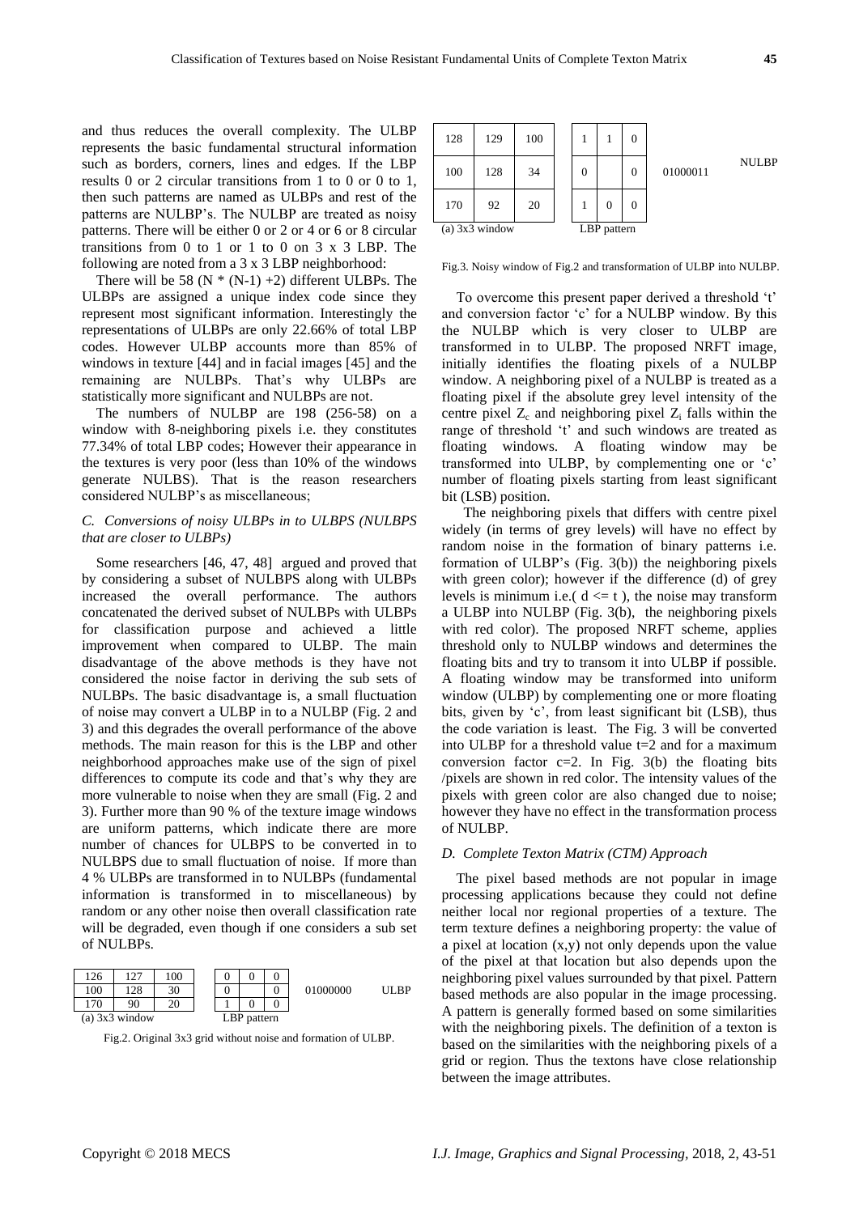and thus reduces the overall complexity. The ULBP represents the basic fundamental structural information such as borders, corners, lines and edges. If the LBP results 0 or 2 circular transitions from 1 to 0 or 0 to 1, then such patterns are named as ULBPs and rest of the patterns are NULBP's. The NULBP are treated as noisy patterns. There will be either 0 or 2 or 4 or 6 or 8 circular transitions from 0 to 1 or 1 to 0 on 3 x 3 LBP. The following are noted from a 3 x 3 LBP neighborhood:

There will be 58 (N * (N-1) +2) different ULBPs. The ULBPs are assigned a unique index code since they represent most significant information. Interestingly the representations of ULBPs are only 22.66% of total LBP codes. However ULBP accounts more than 85% of windows in texture [44] and in facial images [45] and the remaining are NULBPs. That's why ULBPs are statistically more significant and NULBPs are not.

The numbers of NULBP are 198 (256-58) on a window with 8-neighboring pixels i.e. they constitutes 77.34% of total LBP codes; However their appearance in the textures is very poor (less than 10% of the windows generate NULBS). That is the reason researchers considered NULBP's as miscellaneous;

### *C. Conversions of noisy ULBPs in to ULBPS (NULBPS that are closer to ULBPs)*

Some researchers [46, 47, 48] argued and proved that by considering a subset of NULBPS along with ULBPs increased the overall performance. The authors concatenated the derived subset of NULBPs with ULBPs for classification purpose and achieved a little improvement when compared to ULBP. The main disadvantage of the above methods is they have not considered the noise factor in deriving the sub sets of NULBPs. The basic disadvantage is, a small fluctuation of noise may convert a ULBP in to a NULBP (Fig. 2 and 3) and this degrades the overall performance of the above methods. The main reason for this is the LBP and other neighborhood approaches make use of the sign of pixel differences to compute its code and that's why they are more vulnerable to noise when they are small (Fig. 2 and 3). Further more than 90 % of the texture image windows are uniform patterns, which indicate there are more number of chances for ULBPS to be converted in to NULBPS due to small fluctuation of noise. If more than 4 % ULBPs are transformed in to NULBPs (fundamental information is transformed in to miscellaneous) by random or any other noise then overall classification rate will be degraded, even though if one considers a sub set of NULBPs.

| 126 | 127 | 100 |
|---|---|---|
| 100 | 128 | 30 |
| 170 | 90 | 20 |

(a) 3x3 window

| 0 | 0 | 0 |
|---|---|---|
| 0 |  | 0 |
| 1 | 0 | 0 |

LBP pattern

01000000 ULBP

Fig.2. Original 3x3 grid without noise and formation of ULBP.

| 128 | 129 | 100 |
|---|---|---|
| 100 | 128 | 34 |
| 170 | 92 | 20 |

(a) 3x3 window

| 1 | 1 | 0 |
|---|---|---|
| 0 |  | 0 |
| 1 | 0 | 0 |

LBP pattern

01000011 NULBP

Fig.3. Noisy window of Fig.2 and transformation of ULBP into NULBP.

To overcome this present paper derived a threshold 't' and conversion factor 'c' for a NULBP window. By this the NULBP which is very closer to ULBP are transformed in to ULBP. The proposed NRFT image, initially identifies the floating pixels of a NULBP window. A neighboring pixel of a NULBP is treated as a floating pixel if the absolute grey level intensity of the centre pixel $Z_c$ and neighboring pixel $Z_i$ falls within the range of threshold 't' and such windows are treated as floating windows. A floating window may be transformed into ULBP, by complementing one or 'c' number of floating pixels starting from least significant bit (LSB) position.

The neighboring pixels that differs with centre pixel widely (in terms of grey levels) will have no effect by random noise in the formation of binary patterns i.e. formation of ULBP's (Fig. 3(b)) the neighboring pixels with green color); however if the difference (d) of grey levels is minimum i.e.( $d \le t$ ), the noise may transform a ULBP into NULBP (Fig. 3(b), the neighboring pixels with red color). The proposed NRFT scheme, applies threshold only to NULBP windows and determines the floating bits and try to transom it into ULBP if possible. A floating window may be transformed into uniform window (ULBP) by complementing one or more floating bits, given by 'c', from least significant bit (LSB), thus the code variation is least. The Fig. 3 will be converted into ULBP for a threshold value t=2 and for a maximum conversion factor c=2. In Fig. 3(b) the floating bits /pixels are shown in red color. The intensity values of the pixels with green color are also changed due to noise; however they have no effect in the transformation process of NULBP.

### *D. Complete Texton Matrix (CTM) Approach*

The pixel based methods are not popular in image processing applications because they could not define neither local nor regional properties of a texture. The term texture defines a neighboring property: the value of a pixel at location (x,y) not only depends upon the value of the pixel at that location but also depends upon the neighboring pixel values surrounded by that pixel. Pattern based methods are also popular in the image processing. A pattern is generally formed based on some similarities with the neighboring pixels. The definition of a texton is based on the similarities with the neighboring pixels of a grid or region. Thus the textons have close relationship between the image attributes.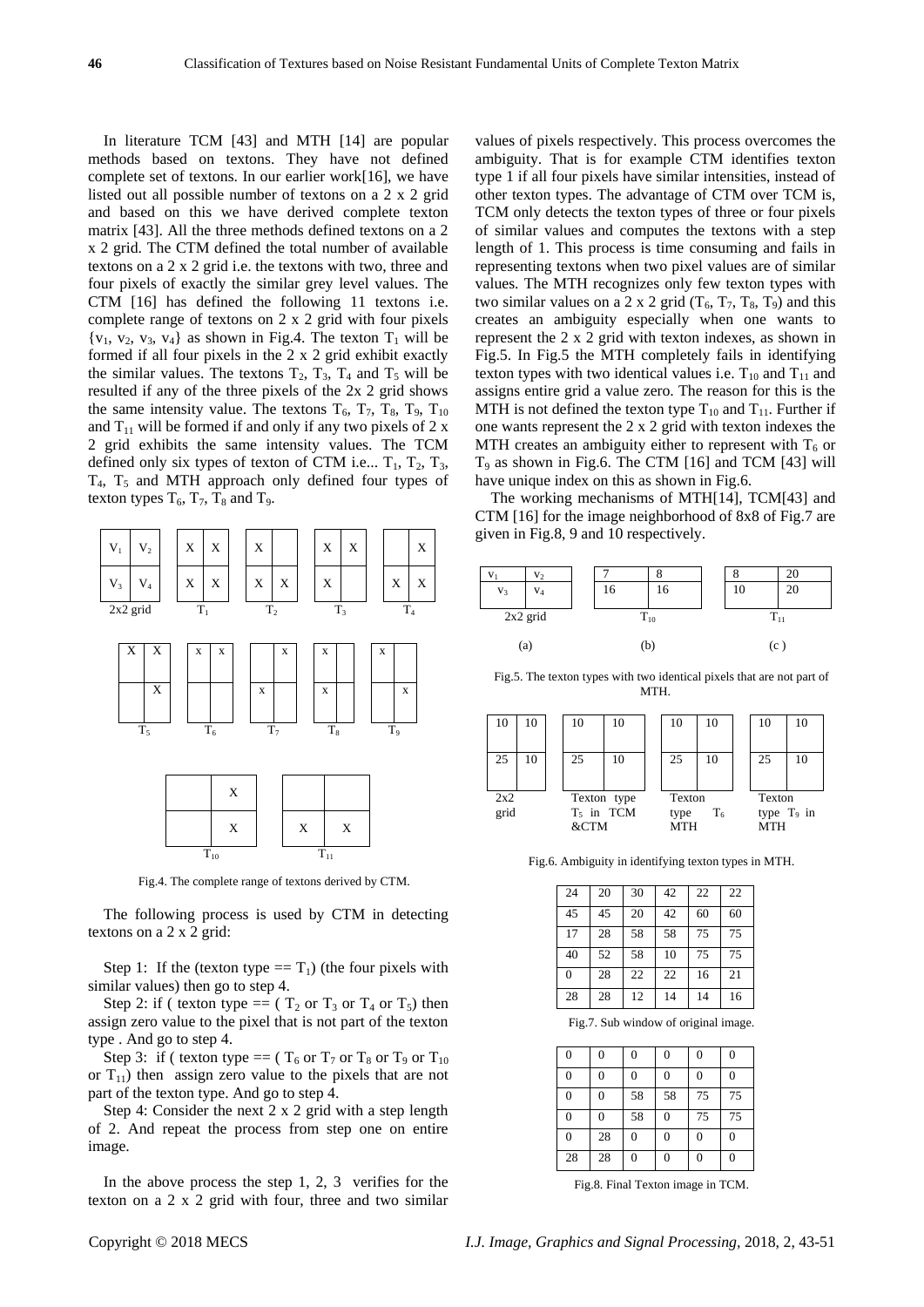In literature TCM [43] and MTH [14] are popular methods based on textons. They have not defined complete set of textons. In our earlier work[16], we have listed out all possible number of textons on a 2 x 2 grid and based on this we have derived complete texton matrix [43]. All the three methods defined textons on a 2 x 2 grid. The CTM defined the total number of available textons on a 2 x 2 grid i.e. the textons with two, three and four pixels of exactly the similar grey level values. The CTM [16] has defined the following 11 textons i.e. complete range of textons on 2 x 2 grid with four pixels $\{v_1, v_2, v_3, v_4\}$ as shown in Fig.4. The texton $T_1$ will be formed if all four pixels in the 2 x 2 grid exhibit exactly the similar values. The textons $T_2$, $T_3$, $T_4$ and $T_5$ will be resulted if any of the three pixels of the 2x 2 grid shows the same intensity value. The textons $T_6$, $T_7$, $T_8$, $T_9$, $T_{10}$ and $T_{11}$ will be formed if and only if any two pixels of 2 x 2 grid exhibits the same intensity values. The TCM defined only six types of texton of CTM i.e... $T_1$, $T_2$, $T_3$, $T_4$, $T_5$ and MTH approach only defined four types of texton types $T_6$, $T_7$, $T_8$ and $T_9$.

| $V_1$ | $V_2$ |
|---|---|
| $V_3$ | $V_4$ |

2x2 grid

| X | X |
|---|---|
| X | X |

$T_1$

| X | |
|---|---|
| X | X |

$T_2$

| X | X |
|---|---|
| X | |

$T_3$

| | X |
|---|---|
| X | X |

$T_4$

| X | X |
|---|---|
| | X |

$T_5$

| x | x |
|---|---|
| | |

$T_6$

| | x |
|---|---|
| x | |

$T_7$

| x | |
|---|---|
| x | |

$T_8$

| x | |
|---|---|
| | x |

$T_9$

| | X |
|---|---|
| | X |

$T_{10}$

| | |
|---|---|
| X | X |

$T_{11}$

Fig.4. The complete range of textons derived by CTM.

The following process is used by CTM in detecting textons on a 2 x 2 grid:

Step 1: If the (texton type == $T_1$) (the four pixels with similar values) then go to step 4.

Step 2: if ( texton type == ( $T_2$ or $T_3$ or $T_4$ or $T_5$) then assign zero value to the pixel that is not part of the texton type . And go to step 4.

Step 3: if ( texton type == ( $T_6$ or $T_7$ or $T_8$ or $T_9$ or $T_{10}$ or $T_{11}$) then assign zero value to the pixels that are not part of the texton type. And go to step 4.

Step 4: Consider the next 2 x 2 grid with a step length of 2. And repeat the process from step one on entire image.

In the above process the step 1, 2, 3 verifies for the texton on a 2 x 2 grid with four, three and two similar values of pixels respectively. This process overcomes the ambiguity. That is for example CTM identifies texton type 1 if all four pixels have similar intensities, instead of other texton types. The advantage of CTM over TCM is, TCM only detects the texton types of three or four pixels of similar values and computes the textons with a step length of 1. This process is time consuming and fails in representing textons when two pixel values are of similar values. The MTH recognizes only few texton types with two similar values on a 2 x 2 grid ($T_6$, $T_7$, $T_8$, $T_9$) and this creates an ambiguity especially when one wants to represent the 2 x 2 grid with texton indexes, as shown in Fig.5. In Fig.5 the MTH completely fails in identifying texton types with two identical values i.e. $T_{10}$ and $T_{11}$ and assigns entire grid a value zero. The reason for this is the MTH is not defined the texton type $T_{10}$ and $T_{11}$. Further if one wants represent the 2 x 2 grid with texton indexes the MTH creates an ambiguity either to represent with $T_6$ or $T_9$ as shown in Fig.6. The CTM [16] and TCM [43] will have unique index on this as shown in Fig.6.

The working mechanisms of MTH[14], TCM[43] and CTM [16] for the image neighborhood of 8x8 of Fig.7 are given in Fig.8, 9 and 10 respectively.

| $v_1$ | $v_2$ |
|---|---|
| $v_3$ | $v_4$ |

2x2 grid (a)

| 7 | 8 |
|---|---|
| 16 | 16 |

$T_{10}$ (b)

| 8 | 20 |
|---|---|
| 10 | 20 |

$T_{11}$ (c)

Fig.5. The texton types with two identical pixels that are not part of MTH.

| 10 | 10 |
|---|---|
| 25 | 10 |

2x2 grid

| 10 | 10 |
|---|---|
| 25 | 10 |

Texton type $T_5$ in TCM &CTM

| 10 | 10 |
|---|---|
| 25 | 10 |

Texton type $T_6$ MTH

| 10 | 10 |
|---|---|
| 25 | 10 |

Texton type $T_9$ in MTH

Fig.6. Ambiguity in identifying texton types in MTH.

| 24 | 20 | 30 | 42 | 22 | 22 |
|---|---|---|---|---|---|
| 45 | 45 | 20 | 42 | 60 | 60 |
| 17 | 28 | 58 | 58 | 75 | 75 |
| 40 | 52 | 58 | 10 | 75 | 75 |
| 0 | 28 | 22 | 22 | 16 | 21 |
| 28 | 28 | 12 | 14 | 14 | 16 |

Fig.7. Sub window of original image.

| 0 | 0 | 0 | 0 | 0 | 0 |
|---|---|---|---|---|---|
| 0 | 0 | 0 | 0 | 0 | 0 |
| 0 | 0 | 58 | 58 | 75 | 75 |
| 0 | 0 | 58 | 0 | 75 | 75 |
| 0 | 28 | 0 | 0 | 0 | 0 |
| 28 | 28 | 0 | 0 | 0 | 0 |

Fig.8. Final Texton image in TCM.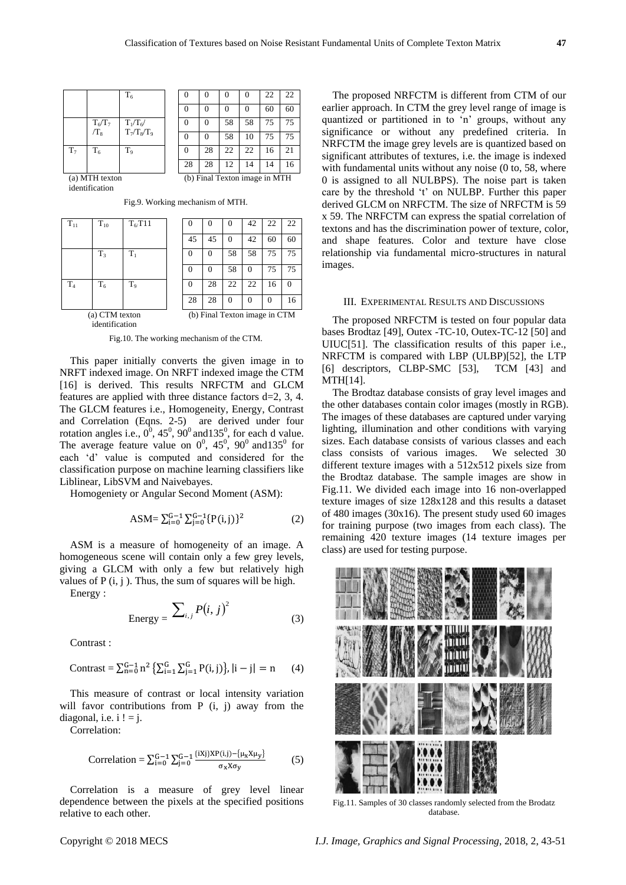|  |  | $T_6$ |
|---|---|---|
|  | $T_6/T_7/T_8$ | $T_3/T_6/T_7/T_8/T_9$ |
| $T_7$ | $T_6$ | $T_9$ |

(a) MTH texton identification

| 0 | 0 | 0 | 0 | 22 | 22 |
|---|---|---|---|---|---|
| 0 | 0 | 0 | 0 | 60 | 60 |
| 0 | 0 | 58 | 58 | 75 | 75 |
| 0 | 0 | 58 | 10 | 75 | 75 |
| 0 | 28 | 22 | 22 | 16 | 21 |
| 28 | 28 | 12 | 14 | 14 | 16 |

(b) Final Texton image in MTH

Fig.9. Working mechanism of MTH.

| $T_{11}$ | $T_{10}$ | $T_6/T11$ |
|---|---|---|
|  | $T_3$ | $T_1$ |
| $T_4$ | $T_6$ | $T_9$ |

(a) CTM texton identification

| 0 | 0 | 0 | 42 | 22 | 22 |
|---|---|---|---|---|---|
| 45 | 45 | 0 | 42 | 60 | 60 |
| 0 | 0 | 58 | 58 | 75 | 75 |
| 0 | 0 | 58 | 0 | 75 | 75 |
| 0 | 28 | 22 | 22 | 16 | 0 |
| 28 | 28 | 0 | 0 | 0 | 16 |

(b) Final Texton image in CTM

Fig.10. The working mechanism of the CTM.

This paper initially converts the given image in to NRFT indexed image. On NRFT indexed image the CTM [16] is derived. This results NRFCTM and GLCM features are applied with three distance factors d=2, 3, 4. The GLCM features i.e., Homogeneity, Energy, Contrast and Correlation (Eqns. 2-5) are derived under four rotation angles i.e., $0^0$, $45^0$, $90^0$ and$135^0$, for each d value. The average feature value on $0^0$, $45^0$, $90^0$ and$135^0$ for each 'd' value is computed and considered for the classification purpose on machine learning classifiers like Liblinear, LibSVM and Naivebayes.

Homogeniety or Angular Second Moment (ASM):

$$\text{ASM}= \sum_{i=0}^{G-1}\sum_{j=0}^{G-1}\{P(i,j)\}^2 \quad (2)$$

ASM is a measure of homogeneity of an image. A homogeneous scene will contain only a few grey levels, giving a GLCM with only a few but relatively high values of P (i, j ). Thus, the sum of squares will be high.

Energy :

$$\text{Energy} = \sum_{i,j} P(i,j)^2 \quad (3)$$

Contrast :

$$\text{Contrast} = \sum_{n=0}^{G-1} n^2 \left\{\sum_{i=1}^{G}\sum_{j=1}^{G} P(i,j)\right\}, |i-j| = n \quad (4)$$

This measure of contrast or local intensity variation will favor contributions from P (i, j) away from the diagonal, i.e. i ! = j.

Correlation:

$$\text{Correlation} = \sum_{i=0}^{G-1}\sum_{j=0}^{G-1} \frac{\{iXj\}XP(i,j)-\{\mu_x X\mu_y\}}{\sigma_x X\sigma_y} \quad (5)$$

Correlation is a measure of grey level linear dependence between the pixels at the specified positions relative to each other.

The proposed NRFCTM is different from CTM of our earlier approach. In CTM the grey level range of image is quantized or partitioned in to 'n' groups, without any significance or without any predefined criteria. In NRFCTM the image grey levels are is quantized based on significant attributes of textures, i.e. the image is indexed with fundamental units without any noise (0 to, 58, where 0 is assigned to all NULBPS). The noise part is taken care by the threshold 't' on NULBP. Further this paper derived GLCM on NRFCTM. The size of NRFCTM is 59 x 59. The NRFCTM can express the spatial correlation of textons and has the discrimination power of texture, color, and shape features. Color and texture have close relationship via fundamental micro-structures in natural images.

## III. Experimental Results and Discussions

The proposed NRFCTM is tested on four popular data bases Brodtaz [49], Outex -TC-10, Outex-TC-12 [50] and UIUC[51]. The classification results of this paper i.e., NRFCTM is compared with LBP (ULBP)[52], the LTP [6] descriptors, CLBP-SMC [53], TCM [43] and MTH[14].

The Brodtaz database consists of gray level images and the other databases contain color images (mostly in RGB). The images of these databases are captured under varying lighting, illumination and other conditions with varying sizes. Each database consists of various classes and each class consists of various images. We selected 30 different texture images with a 512x512 pixels size from the Brodtaz database. The sample images are show in Fig.11. We divided each image into 16 non-overlapped texture images of size 128x128 and this results a dataset of 480 images (30x16). The present study used 60 images for training purpose (two images from each class). The remaining 420 texture images (14 texture images per class) are used for testing purpose.

Fig.11. Samples of 30 classes randomly selected from the Brodatz database.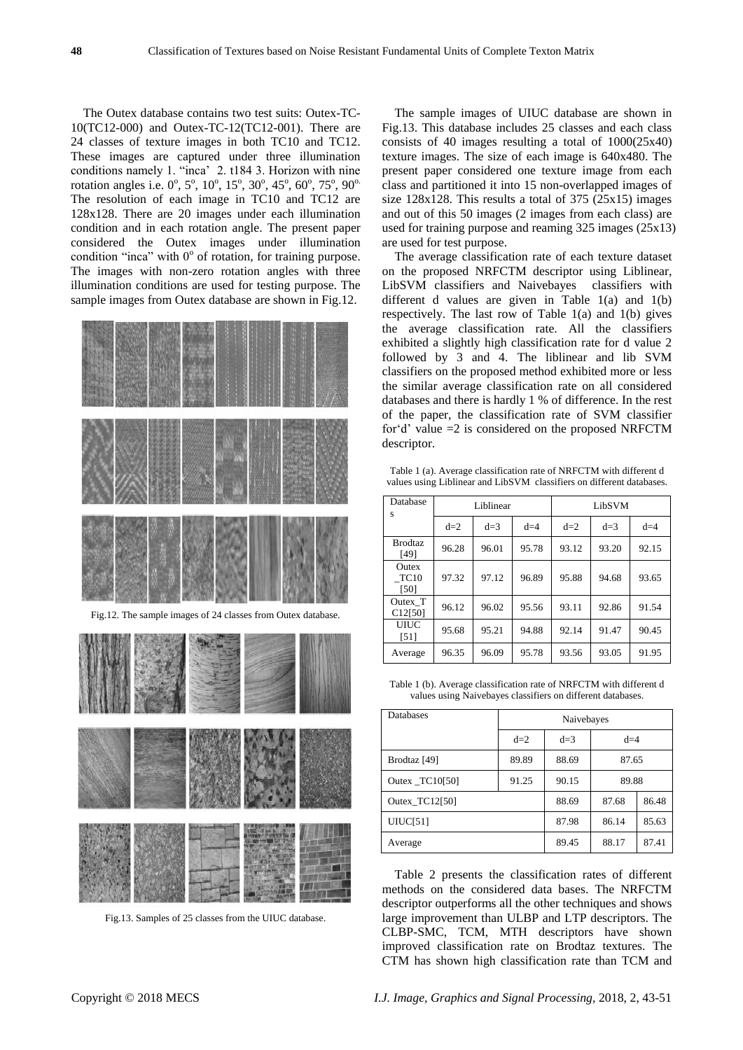The Outex database contains two test suits: Outex-TC-10(TC12-000) and Outex-TC-12(TC12-001). There are 24 classes of texture images in both TC10 and TC12. These images are captured under three illumination conditions namely 1. "inca' 2. t184 3. Horizon with nine rotation angles i.e. $0^o$, $5^o$, $10^o$, $15^o$, $30^o$, $45^o$, $60^o$, $75^o$, $90^o$. The resolution of each image in TC10 and TC12 are 128x128. There are 20 images under each illumination condition and in each rotation angle. The present paper considered the Outex images under illumination condition "inca" with $0^o$ of rotation, for training purpose. The images with non-zero rotation angles with three illumination conditions are used for testing purpose. The sample images from Outex database are shown in Fig.12.

Fig.12. The sample images of 24 classes from Outex database.

Fig.13. Samples of 25 classes from the UIUC database.

The sample images of UIUC database are shown in Fig.13. This database includes 25 classes and each class consists of 40 images resulting a total of 1000(25x40) texture images. The size of each image is 640x480. The present paper considered one texture image from each class and partitioned it into 15 non-overlapped images of size 128x128. This results a total of 375 (25x15) images and out of this 50 images (2 images from each class) are used for training purpose and reaming 325 images (25x13) are used for test purpose.

The average classification rate of each texture dataset on the proposed NRFCTM descriptor using Liblinear, LibSVM classifiers and Naivebayes classifiers with different d values are given in Table 1(a) and 1(b) respectively. The last row of Table 1(a) and 1(b) gives the average classification rate. All the classifiers exhibited a slightly high classification rate for d value 2 followed by 3 and 4. The liblinear and lib SVM classifiers on the proposed method exhibited more or less the similar average classification rate on all considered databases and there is hardly 1 % of difference. In the rest of the paper, the classification rate of SVM classifier for'd' value =2 is considered on the proposed NRFCTM descriptor.

Table 1 (a). Average classification rate of NRFCTM with different d values using Liblinear and LibSVM classifiers on different databases.

| Databases | Liblinear | | | LibSVM | | |
|---|---|---|---|---|---|---|
| | d=2 | d=3 | d=4 | d=2 | d=3 | d=4 |
| Brodtaz [49] | 96.28 | 96.01 | 95.78 | 93.12 | 93.20 | 92.15 |
| Outex _TC10 [50] | 97.32 | 97.12 | 96.89 | 95.88 | 94.68 | 93.65 |
| Outex_TC12[50] | 96.12 | 96.02 | 95.56 | 93.11 | 92.86 | 91.54 |
| UIUC [51] | 95.68 | 95.21 | 94.88 | 92.14 | 91.47 | 90.45 |
| Average | 96.35 | 96.09 | 95.78 | 93.56 | 93.05 | 91.95 |

Table 1 (b). Average classification rate of NRFCTM with different d values using Naivebayes classifiers on different databases.

| Databases | Naivebayes | | |
|---|---|---|---|
| | d=2 | d=3 | d=4 |
| Brodtaz [49] | 89.89 | 88.69 | 87.65 |
| Outex _TC10[50] | 91.25 | 90.15 | 89.88 |
| Outex_TC12[50] | 88.69 | 87.68 | 86.48 |
| UIUC[51] | 87.98 | 86.14 | 85.63 |
| Average | 89.45 | 88.17 | 87.41 |

Table 2 presents the classification rates of different methods on the considered data bases. The NRFCTM descriptor outperforms all the other techniques and shows large improvement than ULBP and LTP descriptors. The CLBP-SMC, TCM, MTH descriptors have shown improved classification rate on Brodtaz textures. The CTM has shown high classification rate than TCM and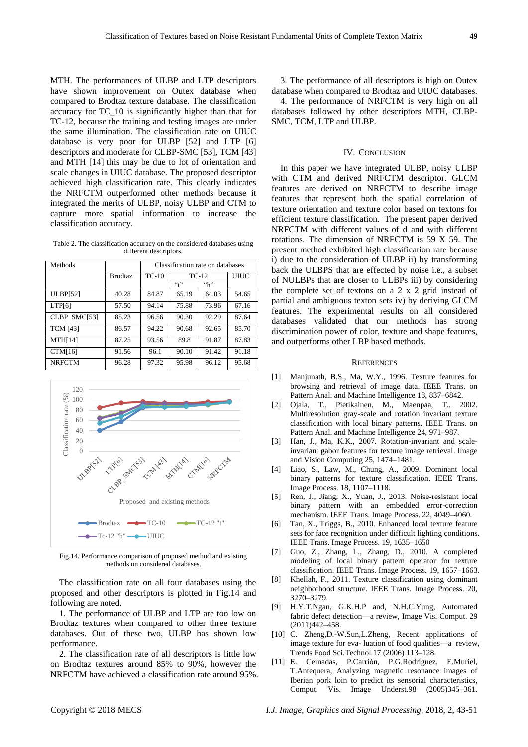MTH. The performances of ULBP and LTP descriptors have shown improvement on Outex database when compared to Brodtaz texture database. The classification accuracy for TC_10 is significantly higher than that for TC-12, because the training and testing images are under the same illumination. The classification rate on UIUC database is very poor for ULBP [52] and LTP [6] descriptors and moderate for CLBP-SMC [53], TCM [43] and MTH [14] this may be due to lot of orientation and scale changes in UIUC database. The proposed descriptor achieved high classification rate. This clearly indicates the NRFCTM outperformed other methods because it integrated the merits of ULBP, noisy ULBP and CTM to capture more spatial information to increase the classification accuracy.

Table 2. The classification accuracy on the considered databases using different descriptors.

| Methods | Classification rate on databases | | | | |
|---|---|---|---|---|---|
| | Brodtaz | TC-10 | TC-12 | | UIUC |
| | | | "t" | "h" | |
| ULBP[52] | 40.28 | 84.87 | 65.19 | 64.03 | 54.65 |
| LTP[6] | 57.50 | 94.14 | 75.88 | 73.96 | 67.16 |
| CLBP_SMC[53] | 85.23 | 96.56 | 90.30 | 92.29 | 87.64 |
| TCM [43] | 86.57 | 94.22 | 90.68 | 92.65 | 85.70 |
| MTH[14] | 87.25 | 93.56 | 89.8 | 91.87 | 87.83 |
| CTM[16] | 91.56 | 96.1 | 90.10 | 91.42 | 91.18 |
| NRFCTM | 96.28 | 97.32 | 95.98 | 96.12 | 95.68 |

Fig.14. Performance comparison of proposed method and existing methods on considered databases.

The classification rate on all four databases using the proposed and other descriptors is plotted in Fig.14 and following are noted.

1. The performance of ULBP and LTP are too low on Brodtaz textures when compared to other three texture databases. Out of these two, ULBP has shown low performance.

2. The classification rate of all descriptors is little low on Brodtaz textures around 85% to 90%, however the NRFCTM have achieved a classification rate around 95%.

3. The performance of all descriptors is high on Outex database when compared to Brodtaz and UIUC databases.

4. The performance of NRFCTM is very high on all databases followed by other descriptors MTH, CLBP-SMC, TCM, LTP and ULBP.

## IV. Conclusion

In this paper we have integrated ULBP, noisy ULBP with CTM and derived NRFCTM descriptor. GLCM features are derived on NRFCTM to describe image features that represent both the spatial correlation of texture orientation and texture color based on textons for efficient texture classification. The present paper derived NRFCTM with different values of d and with different rotations. The dimension of NRFCTM is 59 X 59. The present method exhibited high classification rate because i) due to the consideration of ULBP ii) by transforming back the ULBPS that are effected by noise i.e., a subset of NULBPs that are closer to ULBPs iii) by considering the complete set of textons on a 2 x 2 grid instead of partial and ambiguous texton sets iv) by deriving GLCM features. The experimental results on all considered databases validated that our methods has strong discrimination power of color, texture and shape features, and outperforms other LBP based methods.

## References

[1] Manjunath, B.S., Ma, W.Y., 1996. Texture features for browsing and retrieval of image data. IEEE Trans. on Pattern Anal. and Machine Intelligence 18, 837–6842.

[2] Ojala, T., Pietikainen, M., Maenpaa, T., 2002. Multiresolution gray-scale and rotation invariant texture classification with local binary patterns. IEEE Trans. on Pattern Anal. and Machine Intelligence 24, 971–987.

[3] Han, J., Ma, K.K., 2007. Rotation-invariant and scale-invariant gabor features for texture image retrieval. Image and Vision Computing 25, 1474–1481.

[4] Liao, S., Law, M., Chung, A., 2009. Dominant local binary patterns for texture classification. IEEE Trans. Image Process. 18, 1107–1118.

[5] Ren, J., Jiang, X., Yuan, J., 2013. Noise-resistant local binary pattern with an embedded error-correction mechanism. IEEE Trans. Image Process. 22, 4049–4060.

[6] Tan, X., Triggs, B., 2010. Enhanced local texture feature sets for face recognition under difficult lighting conditions. IEEE Trans. Image Process. 19, 1635–1650

[7] Guo, Z., Zhang, L., Zhang, D., 2010. A completed modeling of local binary pattern operator for texture classification. IEEE Trans. Image Process. 19, 1657–1663.

[8] Khellah, F., 2011. Texture classification using dominant neighborhood structure. IEEE Trans. Image Process. 20, 3270–3279.

[9] H.Y.T.Ngan, G.K.H.P and, N.H.C.Yung, Automated fabric defect detection—a review, Image Vis. Comput. 29 (2011)442–458.

[10] C. Zheng,D.-W.Sun,L.Zheng, Recent applications of image texture for eva- luation of food qualities—a review, Trends Food Sci.Technol.17 (2006) 113–128.

[11] E. Cernadas, P.Carrión, P.G.Rodríguez, E.Muriel, T.Antequera, Analyzing magnetic resonance images of Iberian pork loin to predict its sensorial characteristics, Comput. Vis. Image Underst.98 (2005)345–361.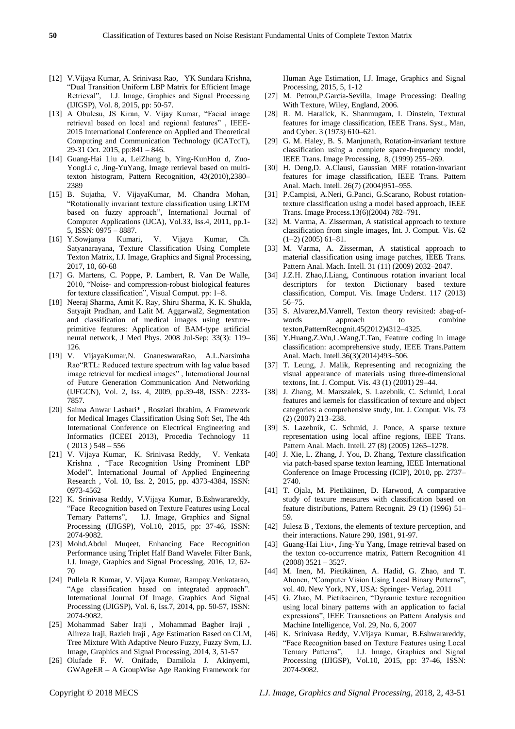[12] V.Vijaya Kumar, A. Srinivasa Rao, YK Sundara Krishna, "Dual Transition Uniform LBP Matrix for Efficient Image Retrieval", I.J. Image, Graphics and Signal Processing (IJIGSP), Vol. 8, 2015, pp: 50-57.

[13] A Obulesu, JS Kiran, V. Vijay Kumar, "Facial image retrieval based on local and regional features" , IEEE-2015 International Conference on Applied and Theoretical Computing and Communication Technology (iCATccT), 29-31 Oct. 2015, pp:841 – 846.

[14] Guang-Hai Liu a, LeiZhang b, Ying-KunHou d, Zuo-YongLi c, Jing-YuYang, Image retrieval based on multi-texton histogram, Pattern Recognition, 43(2010),2380–2389

[15] B. Sujatha, V. VijayaKumar, M. Chandra Mohan, "Rotationally invariant texture classification using LRTM based on fuzzy approach", International Journal of Computer Applications (IJCA), Vol.33, Iss.4, 2011, pp.1-5, ISSN: 0975 – 8887.

[16] Y.Sowjanya Kumari, V. Vijaya Kumar, Ch. Satyanarayana, Texture Classification Using Complete Texton Matrix, I.J. Image, Graphics and Signal Processing, 2017, 10, 60-68

[17] G. Martens, C. Poppe, P. Lambert, R. Van De Walle, 2010, "Noise- and compression-robust biological features for texture classification", Visual Comput. pp: 1–8.

[18] Neeraj Sharma, Amit K. Ray, Shiru Sharma, K. K. Shukla, Satyajit Pradhan, and Lalit M. Aggarwal2, Segmentation and classification of medical images using texture-primitive features: Application of BAM-type artificial neural network, J Med Phys. 2008 Jul-Sep; 33(3): 119–126.

[19] V. VijayaKumar,N. GnaneswaraRao, A.L.Narsimha Rao"RTL: Reduced texture spectrum with lag value based image retrieval for medical images" , International Journal of Future Generation Communication And Networking (IJFGCN), Vol. 2, Iss. 4, 2009, pp.39-48, ISSN: 2233-7857.

[20] Saima Anwar Lashari* , Rosziati Ibrahim, A Framework for Medical Images Classification Using Soft Set, The 4th International Conference on Electrical Engineering and Informatics (ICEEI 2013), Procedia Technology 11 ( 2013 ) 548 – 556

[21] V. Vijaya Kumar, K. Srinivasa Reddy, V. Venkata Krishna , "Face Recognition Using Prominent LBP Model", International Journal of Applied Engineering Research , Vol. 10, Iss. 2, 2015, pp. 4373-4384, ISSN: 0973-4562

[22] K. Srinivasa Reddy, V.Vijaya Kumar, B.Eshwarareddy, "Face Recognition based on Texture Features using Local Ternary Patterns", I.J. Image, Graphics and Signal Processing (IJIGSP), Vol.10, 2015, pp: 37-46, ISSN: 2074-9082.

[23] Mohd.Abdul Muqeet, Enhancing Face Recognition Performance using Triplet Half Band Wavelet Filter Bank, I.J. Image, Graphics and Signal Processing, 2016, 12, 62-70

[24] Pullela R Kumar, V. Vijaya Kumar, Rampay.Venkatarao, "Age classification based on integrated approach". International Journal Of Image, Graphics And Signal Processing (IJIGSP), Vol. 6, Iss.7, 2014, pp. 50-57, ISSN: 2074-9082.

[25] Mohammad Saber Iraji , Mohammad Bagher Iraji , Alireza Iraji, Razieh Iraji , Age Estimation Based on CLM, Tree Mixture With Adaptive Neuro Fuzzy, Fuzzy Svm, I.J. Image, Graphics and Signal Processing, 2014, 3, 51-57

[26] Olufade F. W. Onifade, Damilola J. Akinyemi, GWAgeER – A GroupWise Age Ranking Framework for Human Age Estimation, I.J. Image, Graphics and Signal Processing, 2015, 5, 1-12

[27] M. Petrou,P.García-Sevilla, Image Processing: Dealing With Texture, Wiley, England, 2006.

[28] R. M. Haralick, K. Shanmugam, I. Dinstein, Textural features for image classification, IEEE Trans. Syst., Man, and Cyber. 3 (1973) 610–621.

[29] G. M. Haley, B. S. Manjunath, Rotation-invariant texture classification using a complete space-frequency model, IEEE Trans. Image Processing, 8, (1999) 255–269.

[30] H. Deng,D. A.Clausi, Gaussian MRF rotation-invariant features for image classification, IEEE Trans. Pattern Anal. Mach. Intell. 26(7) (2004)951–955.

[31] P.Campisi, A.Neri, G.Panci, G.Scarano, Robust rotation-texture classification using a model based approach, IEEE Trans. Image Process.13(6)(2004) 782–791.

[32] M. Varma, A. Zisserman, A statistical approach to texture classification from single images, Int. J. Comput. Vis. 62 (1–2) (2005) 61–81.

[33] M. Varma, A. Zisserman, A statistical approach to material classification using image patches, IEEE Trans. Pattern Anal. Mach. Intell. 31 (11) (2009) 2032–2047.

[34] J.Z.H. Zhao,J.Liang, Continuous rotation invariant local descriptors for texton Dictionary based texture classification, Comput. Vis. Image Underst. 117 (2013) 56–75.

[35] S. Alvarez,M.Vanrell, Texton theory revisited: abag-of-words approach to combine texton,PatternRecognit.45(2012)4312–4325.

[36] Y.Huang,Z.Wu,L.Wang,T.Tan, Feature coding in image classification: acomprehensive study, IEEE Trans.Pattern Anal. Mach. Intell.36(3)(2014)493–506.

[37] T. Leung, J. Malik, Representing and recognizing the visual appearance of materials using three-dimensional textons, Int. J. Comput. Vis. 43 (1) (2001) 29–44.

[38] J. Zhang, M. Marszalek, S. Lazebnik, C. Schmid, Local features and kernels for classification of texture and object categories: a comprehensive study, Int. J. Comput. Vis. 73 (2) (2007) 213–238.

[39] S. Lazebnik, C. Schmid, J. Ponce, A sparse texture representation using local affine regions, IEEE Trans. Pattern Anal. Mach. Intell. 27 (8) (2005) 1265–1278.

[40] J. Xie, L. Zhang, J. You, D. Zhang, Texture classification via patch-based sparse texton learning, IEEE International Conference on Image Processing (ICIP), 2010, pp. 2737–2740.

[41] T. Ojala, M. Pietikäinen, D. Harwood, A comparative study of texture measures with classification based on feature distributions, Pattern Recognit. 29 (1) (1996) 51–59.

[42] Julesz B , Textons, the elements of texture perception, and their interactions. Nature 290, 1981, 91-97.

[43] Guang-Hai Liu*, Jing-Yu Yang, Image retrieval based on the texton co-occurrence matrix, Pattern Recognition 41 (2008) 3521 – 3527.

[44] M. Inen, M. Pietikäinen, A. Hadid, G. Zhao, and T. Ahonen, "Computer Vision Using Local Binary Patterns", vol. 40. New York, NY, USA: Springer- Verlag, 2011

[45] G. Zhao, M. Pietikaeinen, "Dynamic texture recognition using local binary patterns with an application to facial expressions", IEEE Transactions on Pattern Analysis and Machine Intelligence, Vol. 29, No. 6, 2007

[46] K. Srinivasa Reddy, V.Vijaya Kumar, B.Eshwarareddy, "Face Recognition based on Texture Features using Local Ternary Patterns", I.J. Image, Graphics and Signal Processing (IJIGSP), Vol.10, 2015, pp: 37-46, ISSN: 2074-9082.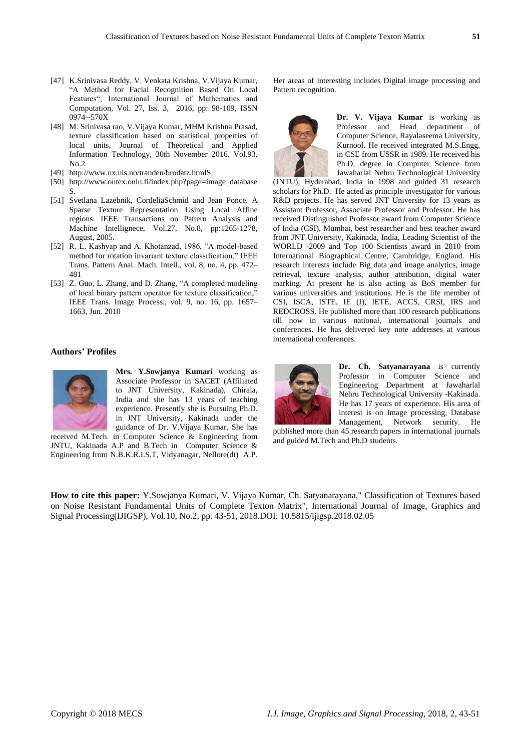[47] K.Srinivasa Reddy, V. Venkata Krishna, V.Vijaya Kumar, "A Method for Facial Recognition Based On Local Features", International Journal of Mathematics and Computation, Vol. 27, Iss. 3, 2016, pp: 98-109, ISSN 0974--570X

[48] M. Srinivasa rao, V.Vijaya Kumar, MHM Krishna Prasad, texture classification based on statistical properties of local units, Journal of Theoretical and Applied Information Technology, 30th November 2016. Vol.93. No.2

[49] http://www.ux.uis.no/tranden/brodatz.htmlS.

[50] http://www.outex.oulu.fi/index.php?page=image_database S.

[51] Svetlana Lazebnik, CordeliaSchmid and Jean Ponce. A Sparse Texture Representation Using Local Affine regions. IEEE Transactions on Pattern Analysis and Machine Intellignece, Vol.27, No.8, pp:1265-1278, August, 2005.

[52] R. L. Kashyap and A. Khotanzad, 1986, "A model-based method for rotation invariant texture classification," IEEE Trans. Pattern Anal. Mach. Intell., vol. 8, no. 4, pp. 472–481

[53] Z. Guo, L. Zhang, and D. Zhang, "A completed modeling of local binary pattern operator for texture classification," IEEE Trans. Image Process., vol. 9, no. 16, pp. 1657–1663, Jun. 2010

## Authors' Profiles

**Mrs. Y.Sowjanya Kumari** working as Associate Professor in SACET (Affiliated to JNT University, Kakinada), Chirala, India and she has 13 years of teaching experience. Presently she is Pursuing Ph.D. in JNT University, Kakinada under the guidance of Dr. V.Vijaya Kumar. She has received M.Tech. in Computer Science & Engineering from JNTU, Kakinada A.P and B.Tech in Computer Science & Engineering from N.B.K.R.I.S.T, Vidyanagar, Nellore(dt) A.P. Her areas of interesting includes Digital image processing and Pattern recognition.

**Dr. V. Vijaya Kumar** is working as Professor and Head department of Computer Science, Rayalaseema University, Kurnool. He received integrated M.S.Engg, in CSE from USSR in 1989. He received his Ph.D. degree in Computer Science from Jawaharlal Nehru Technological University (JNTU), Hyderabad, India in 1998 and guided 31 research scholars for Ph.D. He acted as principle investigator for various R&D projects. He has served JNT University for 13 years as Assistant Professor, Associate Professor and Professor. He has received Distinguished Professor award from Computer Science of India (CSI), Mumbai, best researcher and best teacher award from JNT University, Kakinada, India, Leading Scientist of the WORLD -2009 and Top 100 Scientists award in 2010 from International Biographical Centre, Cambridge, England. His research interests include Big data and image analytics, image retrieval, texture analysis, author attribution, digital water marking. At present he is also acting as BoS member for various universities and institutions. He is the life member of CSI, ISCA, ISTE, IE (I), IETE, ACCS, CRSI, IRS and REDCROSS. He published more than 100 research publications till now in various national, international journals and conferences. He has delivered key note addresses at various international conferences.

**Dr. Ch. Satyanarayana** is currently Professor in Computer Science and Engineering Department at Jawaharlal Nehru Technological University -Kakinada. He has 17 years of experience. His area of interest is on Image processing, Database Management, Network security. He published more than 45 research papers in international journals and guided M.Tech and Ph.D students.

**How to cite this paper:** Y.Sowjanya Kumari, V. Vijaya Kumar, Ch. Satyanarayana," Classification of Textures based on Noise Resistant Fundamental Units of Complete Texton Matrix", International Journal of Image, Graphics and Signal Processing(IJIGSP), Vol.10, No.2, pp. 43-51, 2018.DOI: 10.5815/ijigsp.2018.02.05